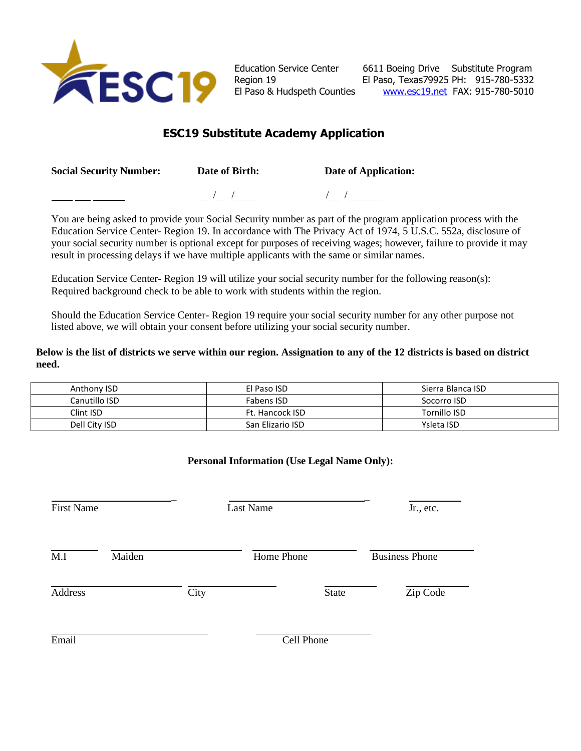Education Service Center Region 19
El Paso & Hudspeth Counties

6611 Boeing Drive
El Paso, Texas79925
www.esc19.net

Substitute Program
PH: 915-780-5332
FAX: 915-780-5010

## ESC19 Substitute Academy Application

**Social Security Number:** ____ ___ ______ **Date of Birth:** __/__ /____ **Date of Application:** /__ /______

You are being asked to provide your Social Security number as part of the program application process with the Education Service Center- Region 19. In accordance with The Privacy Act of 1974, 5 U.S.C. 552a, disclosure of your social security number is optional except for purposes of receiving wages; however, failure to provide it may result in processing delays if we have multiple applicants with the same or similar names.

Education Service Center- Region 19 will utilize your social security number for the following reason(s): Required background check to be able to work with students within the region.

Should the Education Service Center- Region 19 require your social security number for any other purpose not listed above, we will obtain your consent before utilizing your social security number.

**Below is the list of districts we serve within our region. Assignation to any of the 12 districts is based on district need.**

| | | |
|---|---|---|
| Anthony ISD | El Paso ISD | Sierra Blanca ISD |
| Canutillo ISD | Fabens ISD | Socorro ISD |
| Clint ISD | Ft. Hancock ISD | Tornillo ISD |
| Dell City ISD | San Elizario ISD | Ysleta ISD |

**Personal Information (Use Legal Name Only):**

_______________________ First Name _______________________ Last Name _________ Jr., etc.

_______ M.I _______________ Maiden _______________ Home Phone _______________ Business Phone

_______________ Address _______________ City _________ State _________ Zip Code

_______________________ Email _______________________ Cell Phone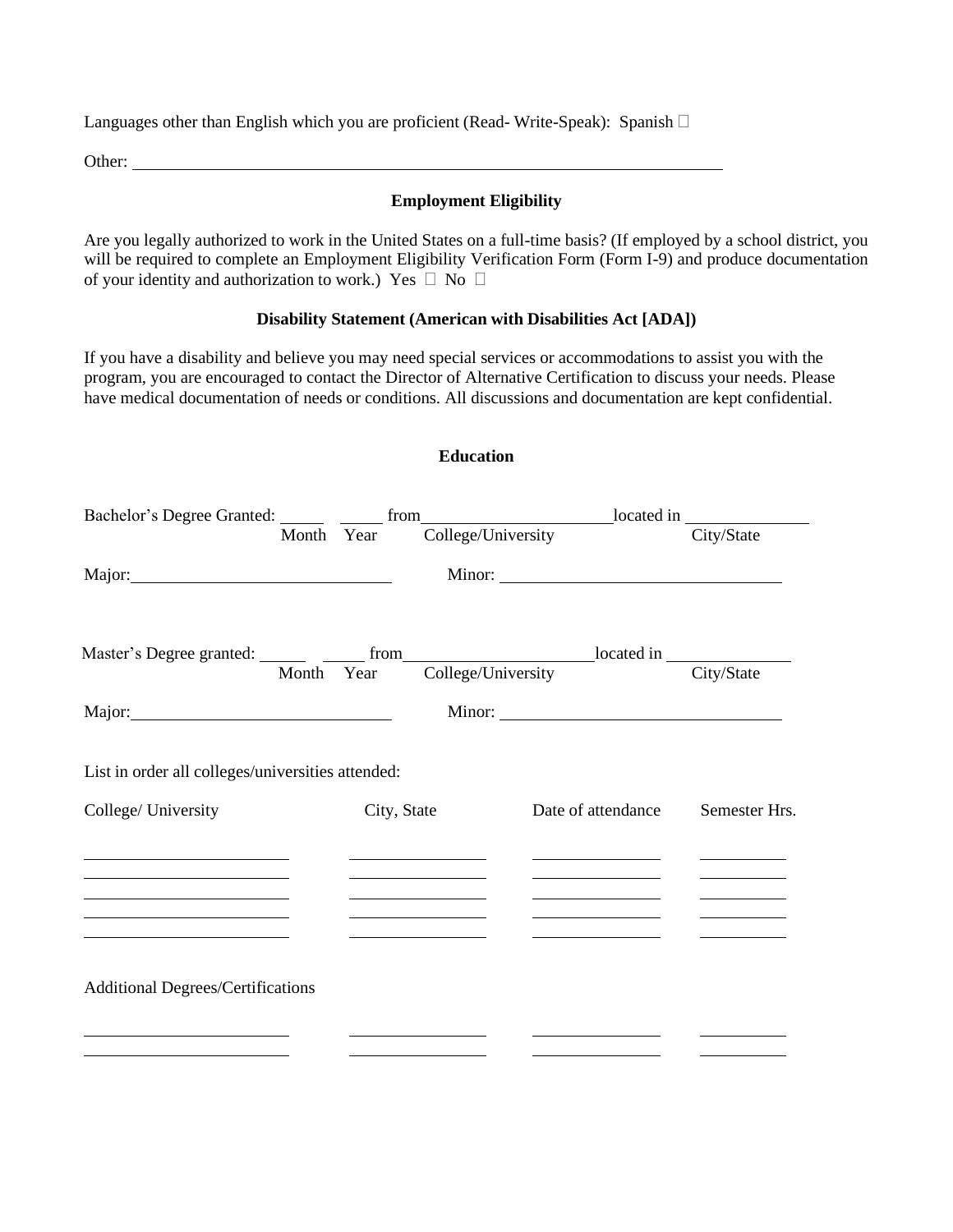Languages other than English which you are proficient (Read- Write-Speak): Spanish ☐

Other: ______________________________________________________________________

## Employment Eligibility

Are you legally authorized to work in the United States on a full-time basis? (If employed by a school district, you will be required to complete an Employment Eligibility Verification Form (Form I-9) and produce documentation of your identity and authorization to work.) Yes ☐ No ☐

## Disability Statement (American with Disabilities Act [ADA])

If you have a disability and believe you may need special services or accommodations to assist you with the program, you are encouraged to contact the Director of Alternative Certification to discuss your needs. Please have medical documentation of needs or conditions. All discussions and documentation are kept confidential.

## Education

Bachelor's Degree Granted: _____ _____ from ____________________ located in ______________
Month Year College/University City/State

Major: ____________________________ Minor: ______________________________

Master's Degree granted: _____ _____ from ____________________ located in ______________
Month Year College/University City/State

Major: ____________________________ Minor: ______________________________

List in order all colleges/universities attended:

| College/ University | City, State | Date of attendance | Semester Hrs. |
|---|---|---|---|
| | | | |
| | | | |
| | | | |
| | | | |
| | | | |

Additional Degrees/Certifications

| | | | |
|---|---|---|---|
| | | | |
| | | | |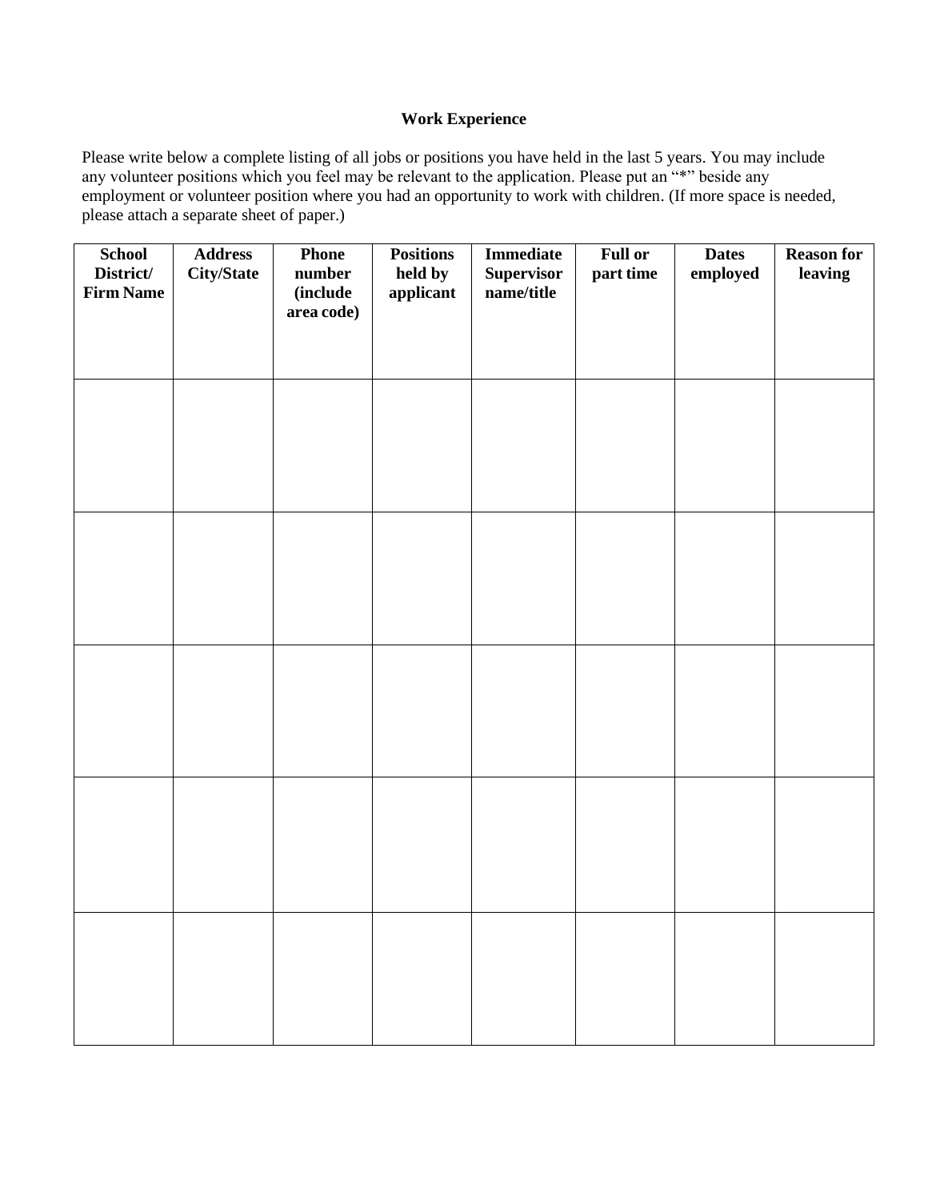## Work Experience

Please write below a complete listing of all jobs or positions you have held in the last 5 years. You may include any volunteer positions which you feel may be relevant to the application. Please put an "*" beside any employment or volunteer position where you had an opportunity to work with children. (If more space is needed, please attach a separate sheet of paper.)

| School District/ Firm Name | Address City/State | Phone number (include area code) | Positions held by applicant | Immediate Supervisor name/title | Full or part time | Dates employed | Reason for leaving |
|---|---|---|---|---|---|---|---|
| | | | | | | | |
| | | | | | | | |
| | | | | | | | |
| | | | | | | | |
| | | | | | | | |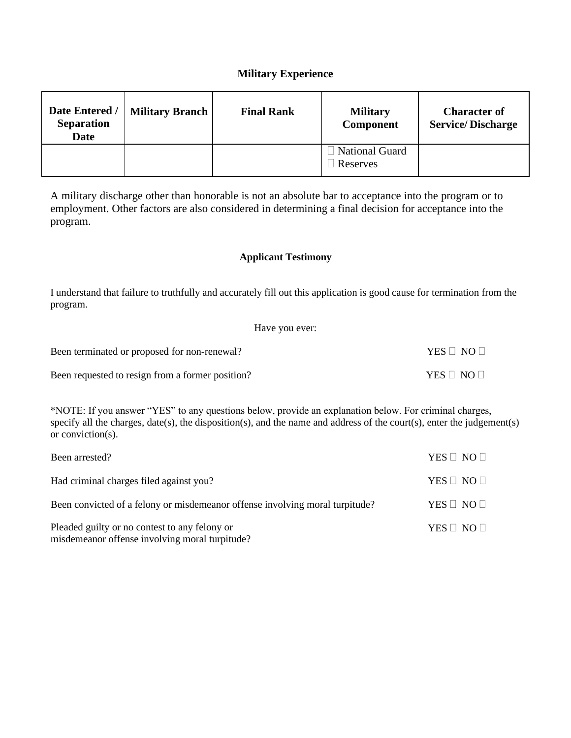## Military Experience

| Date Entered / Separation Date | Military Branch | Final Rank | Military Component | Character of Service/ Discharge |
|---|---|---|---|---|
| | | | ☐ National Guard<br>☐ Reserves | |

A military discharge other than honorable is not an absolute bar to acceptance into the program or to employment. Other factors are also considered in determining a final decision for acceptance into the program.

## Applicant Testimony

I understand that failure to truthfully and accurately fill out this application is good cause for termination from the program.

Have you ever:

Been terminated or proposed for non-renewal? YES ☐ NO ☐

Been requested to resign from a former position? YES ☐ NO ☐

*NOTE: If you answer "YES" to any questions below, provide an explanation below. For criminal charges, specify all the charges, date(s), the disposition(s), and the name and address of the court(s), enter the judgement(s) or conviction(s).

Been arrested? YES ☐ NO ☐

Had criminal charges filed against you? YES ☐ NO ☐

Been convicted of a felony or misdemeanor offense involving moral turpitude? YES ☐ NO ☐

Pleaded guilty or no contest to any felony or misdemeanor offense involving moral turpitude? YES ☐ NO ☐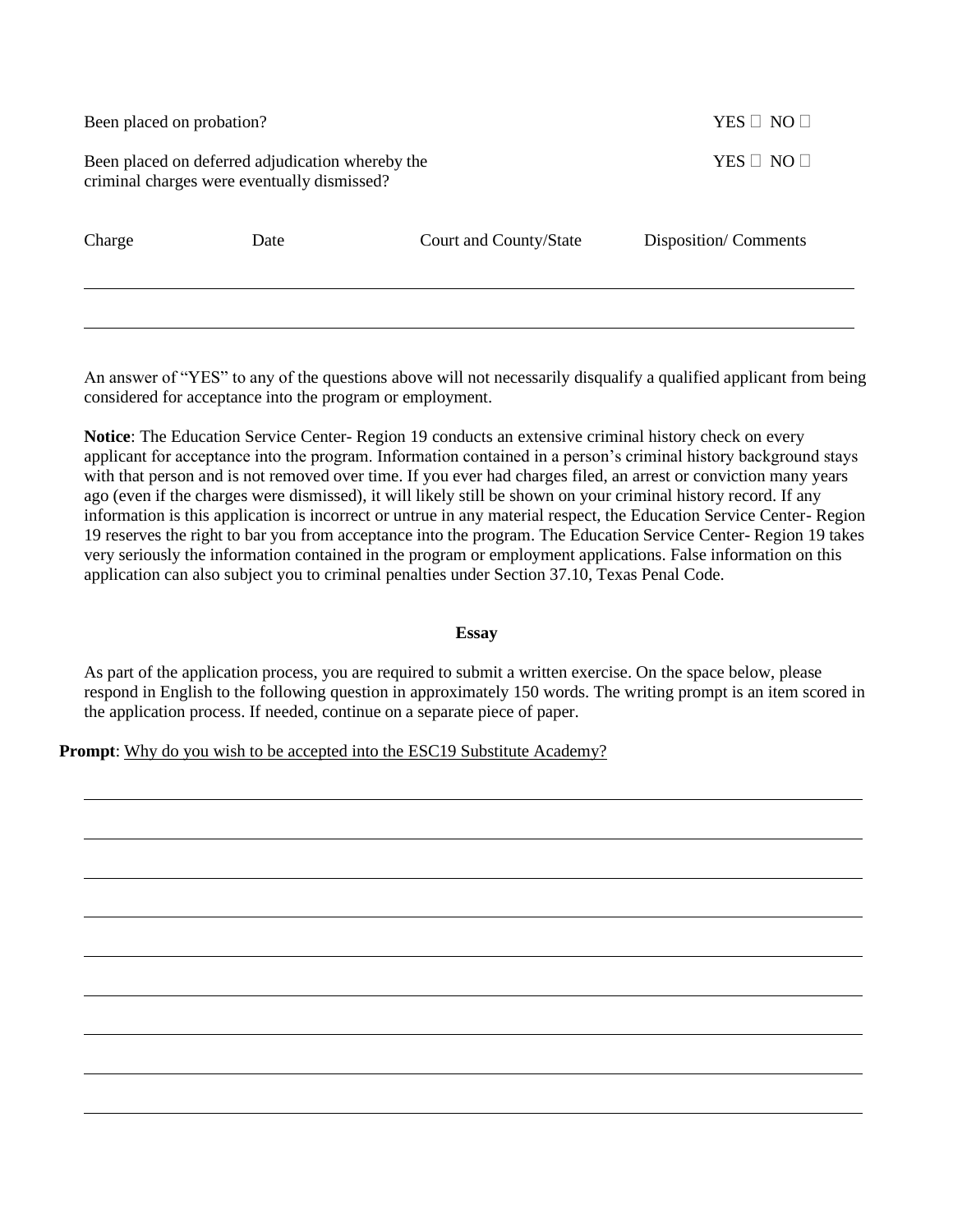Been placed on probation? YES ☐ NO ☐

Been placed on deferred adjudication whereby the criminal charges were eventually dismissed? YES ☐ NO ☐

| Charge | Date | Court and County/State | Disposition/ Comments |
|---|---|---|---|
| | | | |
| | | | |

An answer of "YES" to any of the questions above will not necessarily disqualify a qualified applicant from being considered for acceptance into the program or employment.

**Notice**: The Education Service Center- Region 19 conducts an extensive criminal history check on every applicant for acceptance into the program. Information contained in a person's criminal history background stays with that person and is not removed over time. If you ever had charges filed, an arrest or conviction many years ago (even if the charges were dismissed), it will likely still be shown on your criminal history record. If any information is this application is incorrect or untrue in any material respect, the Education Service Center- Region 19 reserves the right to bar you from acceptance into the program. The Education Service Center- Region 19 takes very seriously the information contained in the program or employment applications. False information on this application can also subject you to criminal penalties under Section 37.10, Texas Penal Code.

**Essay**

As part of the application process, you are required to submit a written exercise. On the space below, please respond in English to the following question in approximately 150 words. The writing prompt is an item scored in the application process. If needed, continue on a separate piece of paper.

**Prompt**: Why do you wish to be accepted into the ESC19 Substitute Academy?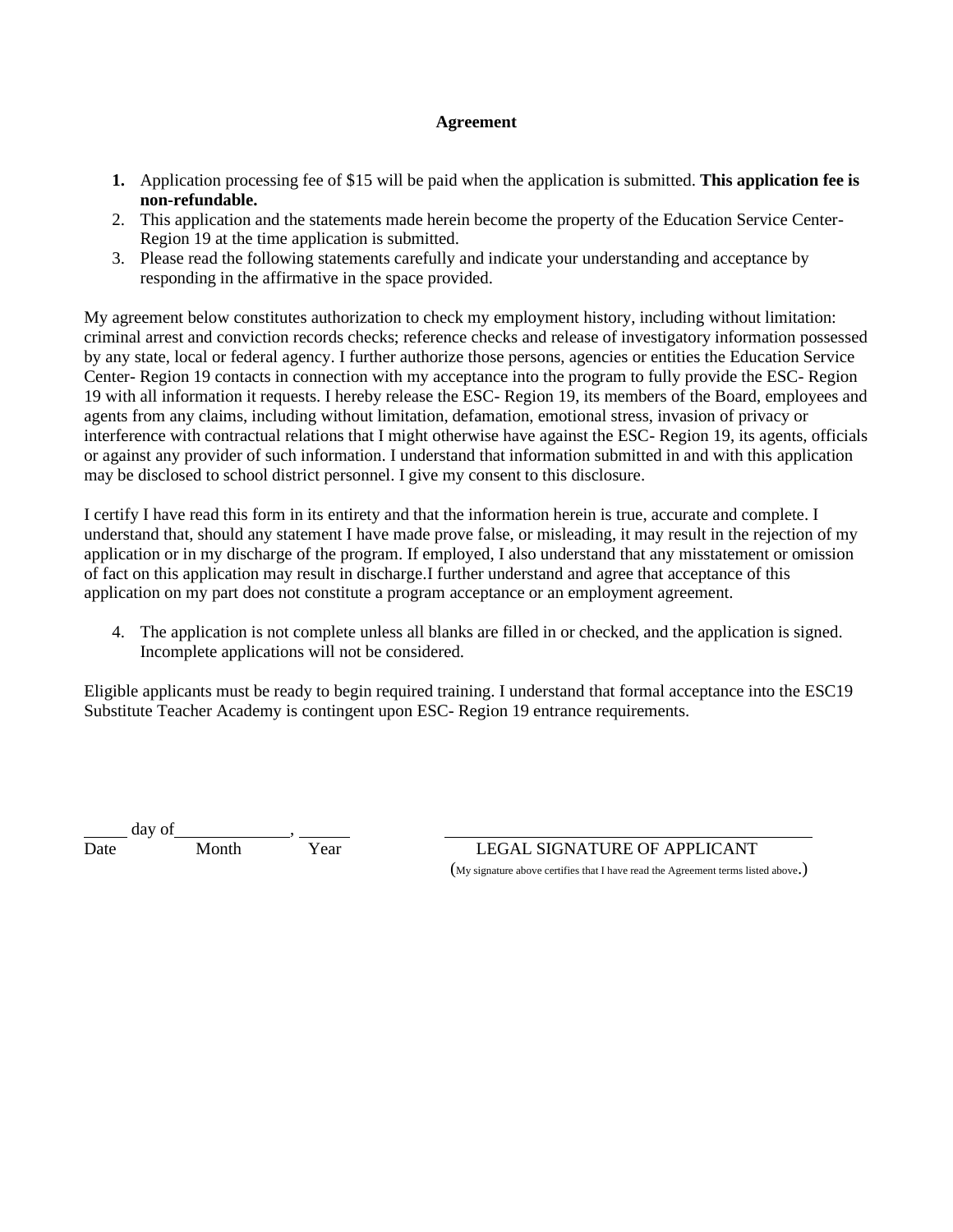**Agreement**

1. Application processing fee of $15 will be paid when the application is submitted. **This application fee is non-refundable.**
2. This application and the statements made herein become the property of the Education Service Center-Region 19 at the time application is submitted.
3. Please read the following statements carefully and indicate your understanding and acceptance by responding in the affirmative in the space provided.

My agreement below constitutes authorization to check my employment history, including without limitation: criminal arrest and conviction records checks; reference checks and release of investigatory information possessed by any state, local or federal agency. I further authorize those persons, agencies or entities the Education Service Center- Region 19 contacts in connection with my acceptance into the program to fully provide the ESC- Region 19 with all information it requests. I hereby release the ESC- Region 19, its members of the Board, employees and agents from any claims, including without limitation, defamation, emotional stress, invasion of privacy or interference with contractual relations that I might otherwise have against the ESC- Region 19, its agents, officials or against any provider of such information. I understand that information submitted in and with this application may be disclosed to school district personnel. I give my consent to this disclosure.

I certify I have read this form in its entirety and that the information herein is true, accurate and complete. I understand that, should any statement I have made prove false, or misleading, it may result in the rejection of my application or in my discharge of the program. If employed, I also understand that any misstatement or omission of fact on this application may result in discharge.I further understand and agree that acceptance of this application on my part does not constitute a program acceptance or an employment agreement.

4. The application is not complete unless all blanks are filled in or checked, and the application is signed. Incomplete applications will not be considered.

Eligible applicants must be ready to begin required training. I understand that formal acceptance into the ESC19 Substitute Teacher Academy is contingent upon ESC- Region 19 entrance requirements.

_____ day of _____________, ______
Date Month Year

_________________________________________
LEGAL SIGNATURE OF APPLICANT
(My signature above certifies that I have read the Agreement terms listed above.)